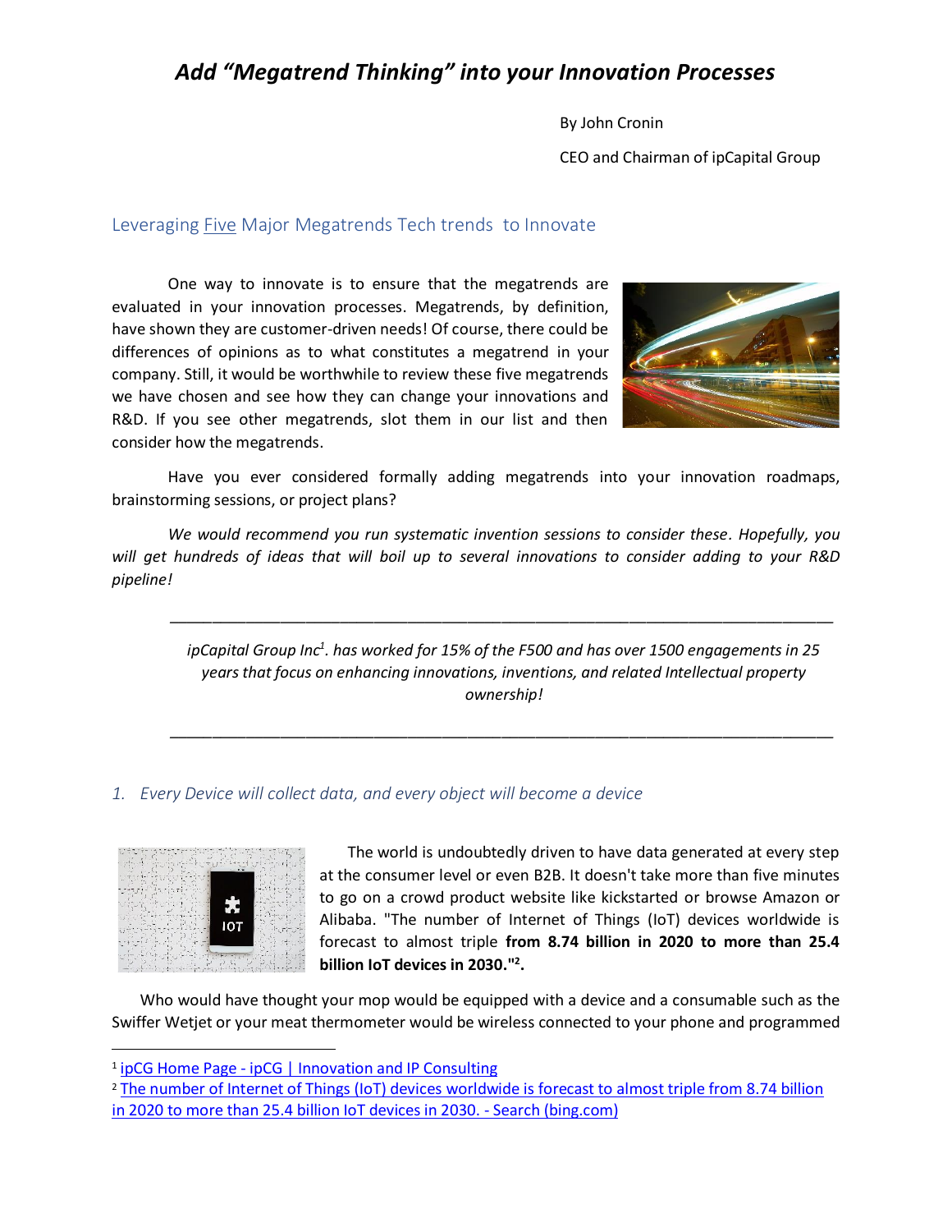# *Add "Megatrend Thinking" into your Innovation Processes*

By John Cronin

CEO and Chairman of ipCapital Group

## Leveraging Five Major Megatrends Tech trends to Innovate

One way to innovate is to ensure that the megatrends are evaluated in your innovation processes. Megatrends, by definition, have shown they are customer-driven needs! Of course, there could be differences of opinions as to what constitutes a megatrend in your company. Still, it would be worthwhile to review these five megatrends we have chosen and see how they can change your innovations and R&D. If you see other megatrends, slot them in our list and then consider how the megatrends.

Have you ever considered formally adding megatrends into your innovation roadmaps, brainstorming sessions, or project plans?

*We would recommend you run systematic invention sessions to consider these. Hopefully, you will get hundreds of ideas that will boil up to several innovations to consider adding to your R&D pipeline!*

---

*ipCapital Group Inc[1]. has worked for 15% of the F500 and has over 1500 engagements in 25 years that focus on enhancing innovations, inventions, and related Intellectual property ownership!*

---

### *1. Every Device will collect data, and every object will become a device*

The world is undoubtedly driven to have data generated at every step at the consumer level or even B2B. It doesn't take more than five minutes to go on a crowd product website like kickstarted or browse Amazon or Alibaba. "The number of Internet of Things (IoT) devices worldwide is forecast to almost triple **from 8.74 billion in 2020 to more than 25.4 billion IoT devices in 2030."[2].**

Who would have thought your mop would be equipped with a device and a consumable such as the Swiffer Wetjet or your meat thermometer would be wireless connected to your phone and programmed

---

[1] ipCG Home Page - ipCG | Innovation and IP Consulting

[2] The number of Internet of Things (IoT) devices worldwide is forecast to almost triple from 8.74 billion in 2020 to more than 25.4 billion IoT devices in 2030. - Search (bing.com)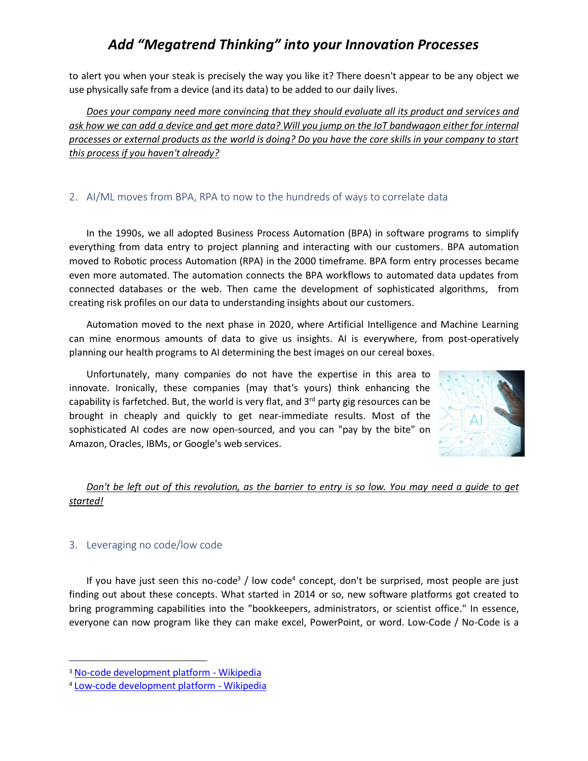to alert you when your steak is precisely the way you like it? There doesn't appear to be any object we use physically safe from a device (and its data) to be added to our daily lives.

*Does your company need more convincing that they should evaluate all its product and services and ask how we can add a device and get more data? Will you jump on the IoT bandwagon either for internal processes or external products as the world is doing? Do you have the core skills in your company to start this process if you haven't already?*

## 2. AI/ML moves from BPA, RPA to now to the hundreds of ways to correlate data

In the 1990s, we all adopted Business Process Automation (BPA) in software programs to simplify everything from data entry to project planning and interacting with our customers. BPA automation moved to Robotic process Automation (RPA) in the 2000 timeframe. BPA form entry processes became even more automated. The automation connects the BPA workflows to automated data updates from connected databases or the web. Then came the development of sophisticated algorithms, from creating risk profiles on our data to understanding insights about our customers.

Automation moved to the next phase in 2020, where Artificial Intelligence and Machine Learning can mine enormous amounts of data to give us insights. AI is everywhere, from post-operatively planning our health programs to AI determining the best images on our cereal boxes.

Unfortunately, many companies do not have the expertise in this area to innovate. Ironically, these companies (may that's yours) think enhancing the capability is farfetched. But, the world is very flat, and 3rd party gig resources can be brought in cheaply and quickly to get near-immediate results. Most of the sophisticated AI codes are now open-sourced, and you can "pay by the bite" on Amazon, Oracles, IBMs, or Google's web services.

*Don't be left out of this revolution, as the barrier to entry is so low. You may need a guide to get started!*

## 3. Leveraging no code/low code

If you have just seen this no-code[3] / low code[4] concept, don't be surprised, most people are just finding out about these concepts. What started in 2014 or so, new software platforms got created to bring programming capabilities into the "bookkeepers, administrators, or scientist office." In essence, everyone can now program like they can make excel, PowerPoint, or word. Low-Code / No-Code is a

[3] No-code development platform - Wikipedia

[4] Low-code development platform - Wikipedia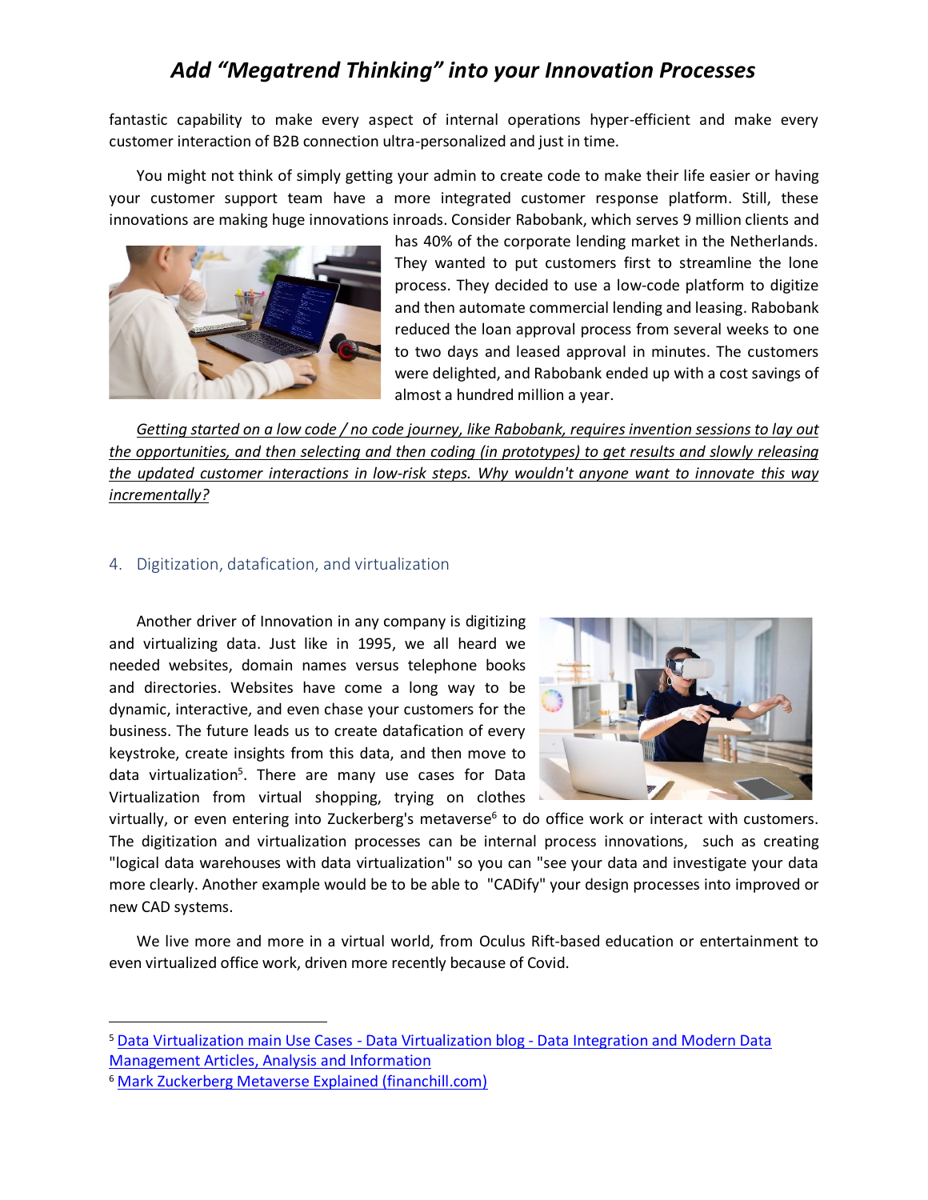fantastic capability to make every aspect of internal operations hyper-efficient and make every customer interaction of B2B connection ultra-personalized and just in time.

You might not think of simply getting your admin to create code to make their life easier or having your customer support team have a more integrated customer response platform. Still, these innovations are making huge innovations inroads. Consider Rabobank, which serves 9 million clients and has 40% of the corporate lending market in the Netherlands. They wanted to put customers first to streamline the lone process. They decided to use a low-code platform to digitize and then automate commercial lending and leasing. Rabobank reduced the loan approval process from several weeks to one to two days and leased approval in minutes. The customers were delighted, and Rabobank ended up with a cost savings of almost a hundred million a year.

*Getting started on a low code / no code journey, like Rabobank, requires invention sessions to lay out the opportunities, and then selecting and then coding (in prototypes) to get results and slowly releasing the updated customer interactions in low-risk steps. Why wouldn't anyone want to innovate this way incrementally?*

## 4. Digitization, datafication, and virtualization

Another driver of Innovation in any company is digitizing and virtualizing data. Just like in 1995, we all heard we needed websites, domain names versus telephone books and directories. Websites have come a long way to be dynamic, interactive, and even chase your customers for the business. The future leads us to create datafication of every keystroke, create insights from this data, and then move to data virtualization[5]. There are many use cases for Data Virtualization from virtual shopping, trying on clothes virtually, or even entering into Zuckerberg's metaverse[6] to do office work or interact with customers. The digitization and virtualization processes can be internal process innovations, such as creating "logical data warehouses with data virtualization" so you can "see your data and investigate your data more clearly. Another example would be to be able to "CADify" your design processes into improved or new CAD systems.

We live more and more in a virtual world, from Oculus Rift-based education or entertainment to even virtualized office work, driven more recently because of Covid.

---

[5] Data Virtualization main Use Cases - Data Virtualization blog - Data Integration and Modern Data Management Articles, Analysis and Information

[6] Mark Zuckerberg Metaverse Explained (financhill.com)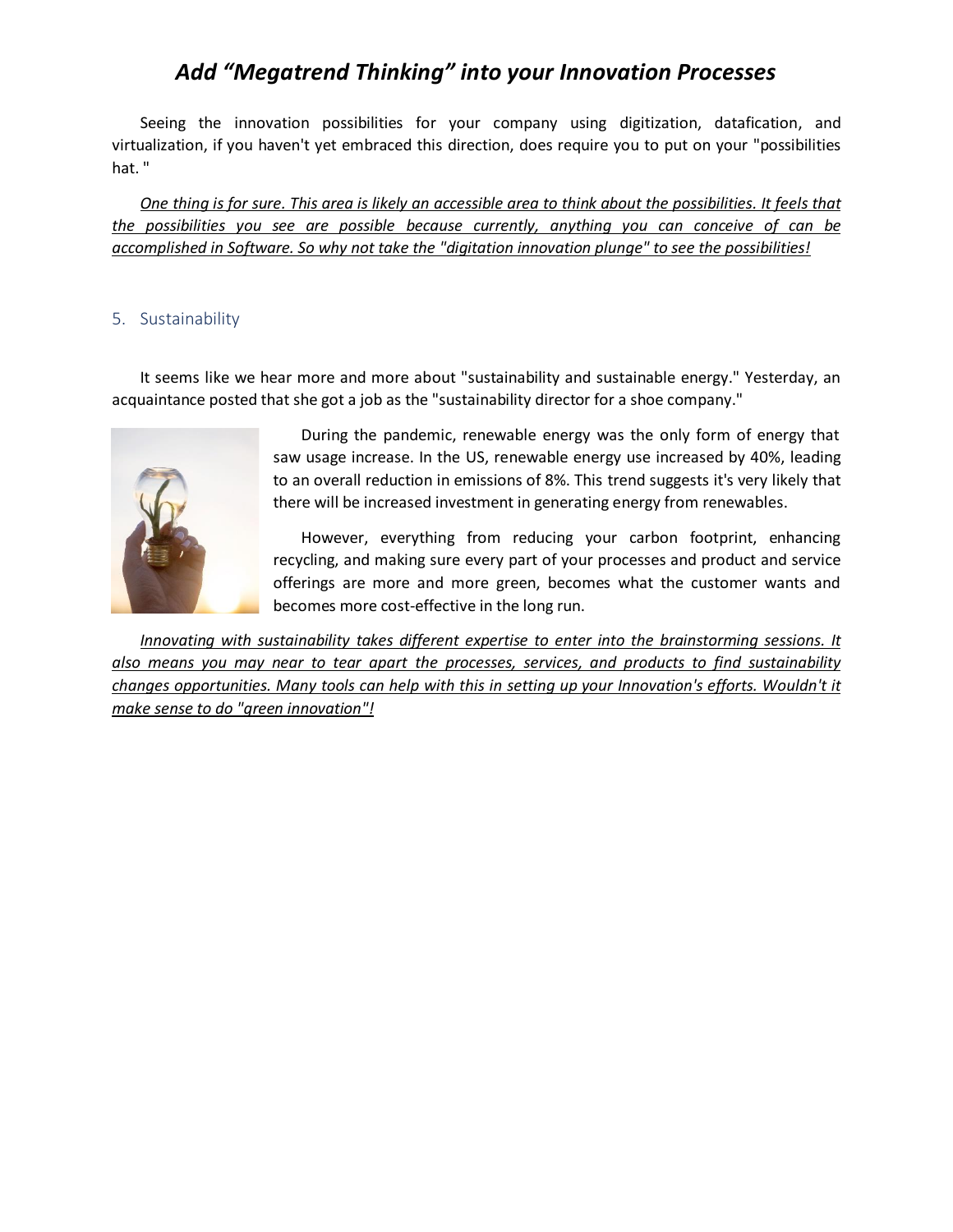# *Add "Megatrend Thinking" into your Innovation Processes*

Seeing the innovation possibilities for your company using digitization, datafication, and virtualization, if you haven't yet embraced this direction, does require you to put on your "possibilities hat. "

*One thing is for sure. This area is likely an accessible area to think about the possibilities. It feels that the possibilities you see are possible because currently, anything you can conceive of can be accomplished in Software. So why not take the "digitation innovation plunge" to see the possibilities!*

## 5. Sustainability

It seems like we hear more and more about "sustainability and sustainable energy." Yesterday, an acquaintance posted that she got a job as the "sustainability director for a shoe company."

During the pandemic, renewable energy was the only form of energy that saw usage increase. In the US, renewable energy use increased by 40%, leading to an overall reduction in emissions of 8%. This trend suggests it's very likely that there will be increased investment in generating energy from renewables.

However, everything from reducing your carbon footprint, enhancing recycling, and making sure every part of your processes and product and service offerings are more and more green, becomes what the customer wants and becomes more cost-effective in the long run.

*Innovating with sustainability takes different expertise to enter into the brainstorming sessions. It also means you may near to tear apart the processes, services, and products to find sustainability changes opportunities. Many tools can help with this in setting up your Innovation's efforts. Wouldn't it make sense to do "green innovation"!*